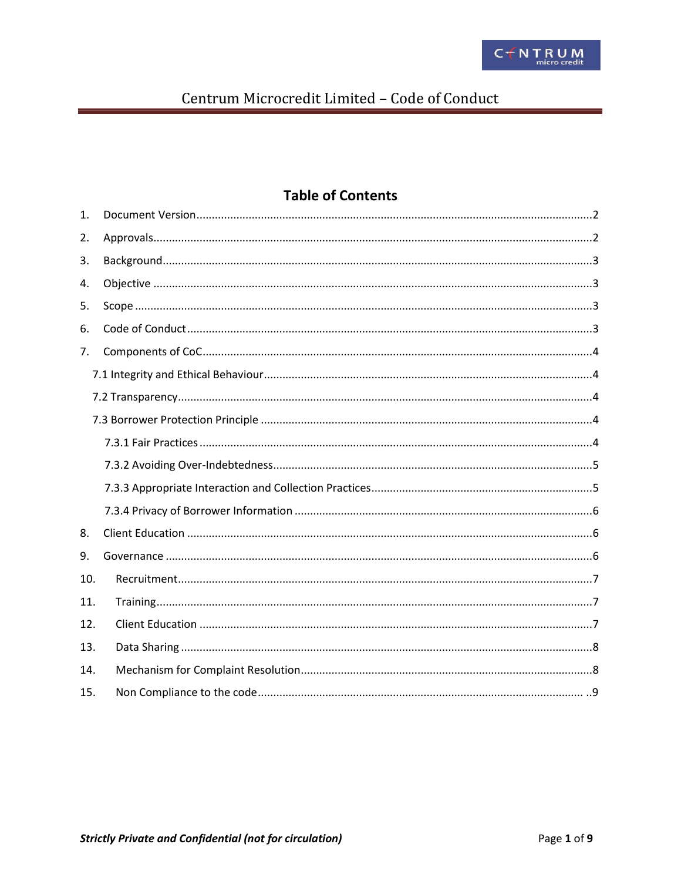# Centrum Microcredit Limited – Code of Conduct

## Table of Contents

1. Document Version ....................................................2
2. Approvals ....................................................2
3. Background ....................................................3
4. Objective ....................................................3
5. Scope ....................................................3
6. Code of Conduct ....................................................3
7. Components of CoC ....................................................4
   - 7.1 Integrity and Ethical Behaviour ....................................................4
   - 7.2 Transparency ....................................................4
   - 7.3 Borrower Protection Principle ....................................................4
     - 7.3.1 Fair Practices ....................................................4
     - 7.3.2 Avoiding Over-Indebtedness ....................................................5
     - 7.3.3 Appropriate Interaction and Collection Practices ....................................................5
     - 7.3.4 Privacy of Borrower Information ....................................................6
8. Client Education ....................................................6
9. Governance ....................................................6
10. Recruitment ....................................................7
11. Training ....................................................7
12. Client Education ....................................................7
13. Data Sharing ....................................................8
14. Mechanism for Complaint Resolution ....................................................8
15. Non Compliance to the code ....................................................9

***Strictly Private and Confidential (not for circulation)***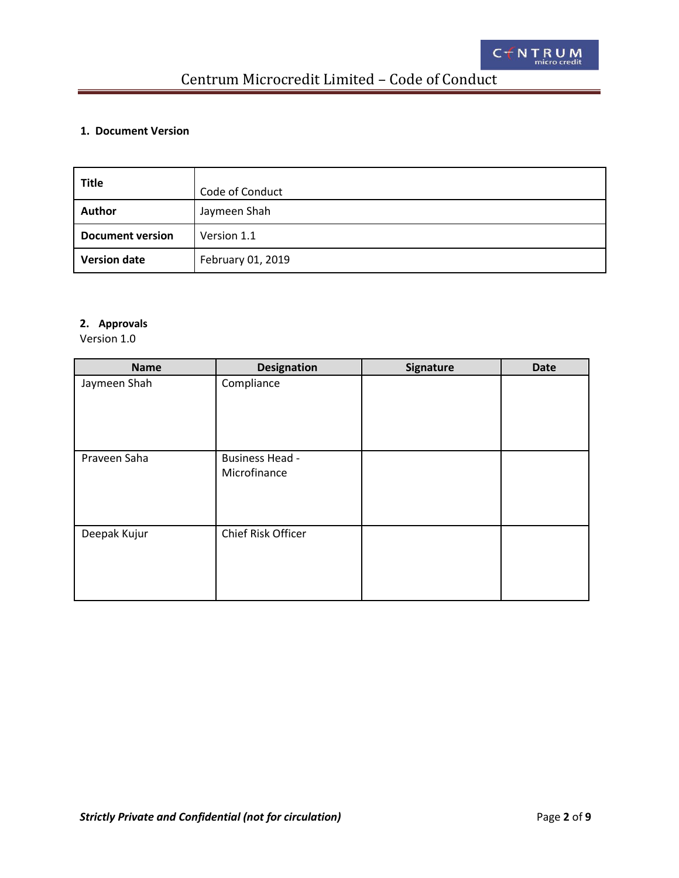## 1. Document Version

| **Title** | Code of Conduct |
|---|---|
| **Author** | Jaymeen Shah |
| **Document version** | Version 1.1 |
| **Version date** | February 01, 2019 |

## 2. Approvals

Version 1.0

| Name | Designation | Signature | Date |
|---|---|---|---|
| Jaymeen Shah | Compliance | | |
| Praveen Saha | Business Head - Microfinance | | |
| Deepak Kujur | Chief Risk Officer | | |

***Strictly Private and Confidential (not for circulation)***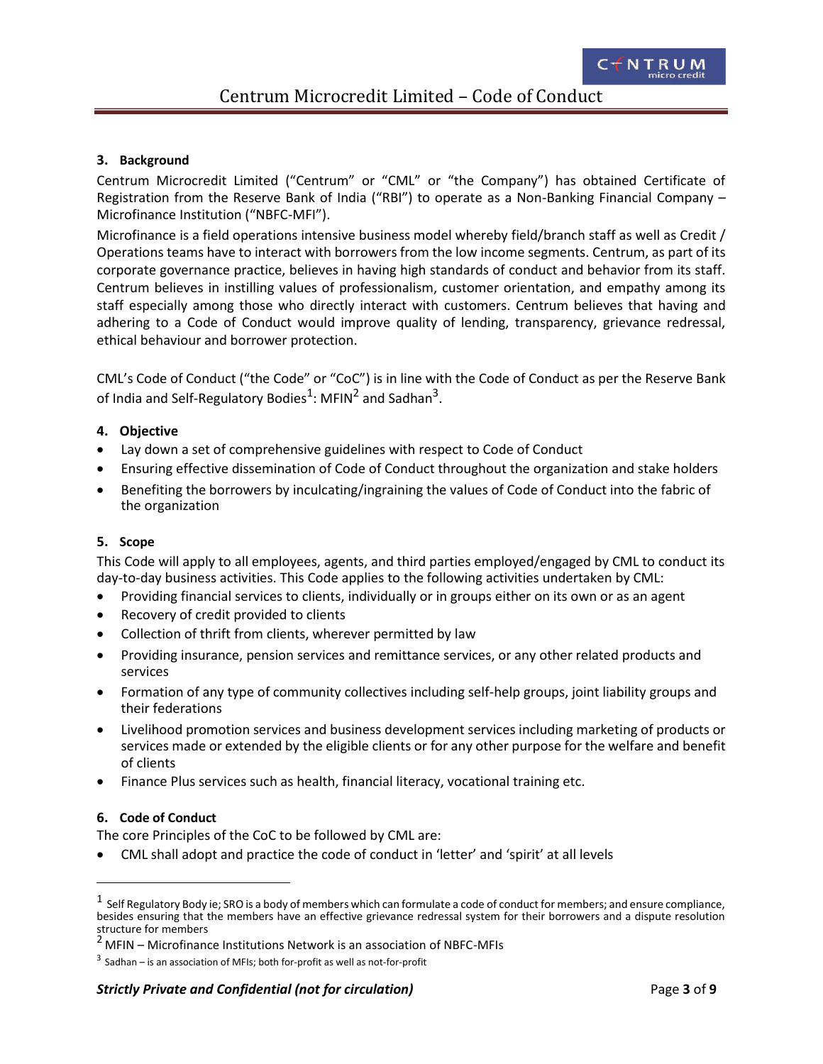## 3. Background

Centrum Microcredit Limited ("Centrum" or "CML" or "the Company") has obtained Certificate of Registration from the Reserve Bank of India ("RBI") to operate as a Non-Banking Financial Company – Microfinance Institution ("NBFC-MFI").

Microfinance is a field operations intensive business model whereby field/branch staff as well as Credit / Operations teams have to interact with borrowers from the low income segments. Centrum, as part of its corporate governance practice, believes in having high standards of conduct and behavior from its staff. Centrum believes in instilling values of professionalism, customer orientation, and empathy among its staff especially among those who directly interact with customers. Centrum believes that having and adhering to a Code of Conduct would improve quality of lending, transparency, grievance redressal, ethical behaviour and borrower protection.

CML's Code of Conduct ("the Code" or "CoC") is in line with the Code of Conduct as per the Reserve Bank of India and Self-Regulatory Bodies[1]: MFIN[2] and Sadhan[3].

## 4. Objective

- Lay down a set of comprehensive guidelines with respect to Code of Conduct
- Ensuring effective dissemination of Code of Conduct throughout the organization and stake holders
- Benefiting the borrowers by inculcating/ingraining the values of Code of Conduct into the fabric of the organization

## 5. Scope

This Code will apply to all employees, agents, and third parties employed/engaged by CML to conduct its day-to-day business activities. This Code applies to the following activities undertaken by CML:

- Providing financial services to clients, individually or in groups either on its own or as an agent
- Recovery of credit provided to clients
- Collection of thrift from clients, wherever permitted by law
- Providing insurance, pension services and remittance services, or any other related products and services
- Formation of any type of community collectives including self-help groups, joint liability groups and their federations
- Livelihood promotion services and business development services including marketing of products or services made or extended by the eligible clients or for any other purpose for the welfare and benefit of clients
- Finance Plus services such as health, financial literacy, vocational training etc.

## 6. Code of Conduct

The core Principles of the CoC to be followed by CML are:

- CML shall adopt and practice the code of conduct in 'letter' and 'spirit' at all levels

---

[1] Self Regulatory Body ie; SRO is a body of members which can formulate a code of conduct for members; and ensure compliance, besides ensuring that the members have an effective grievance redressal system for their borrowers and a dispute resolution structure for members

[2] MFIN – Microfinance Institutions Network is an association of NBFC-MFIs

[3] Sadhan – is an association of MFIs; both for-profit as well as not-for-profit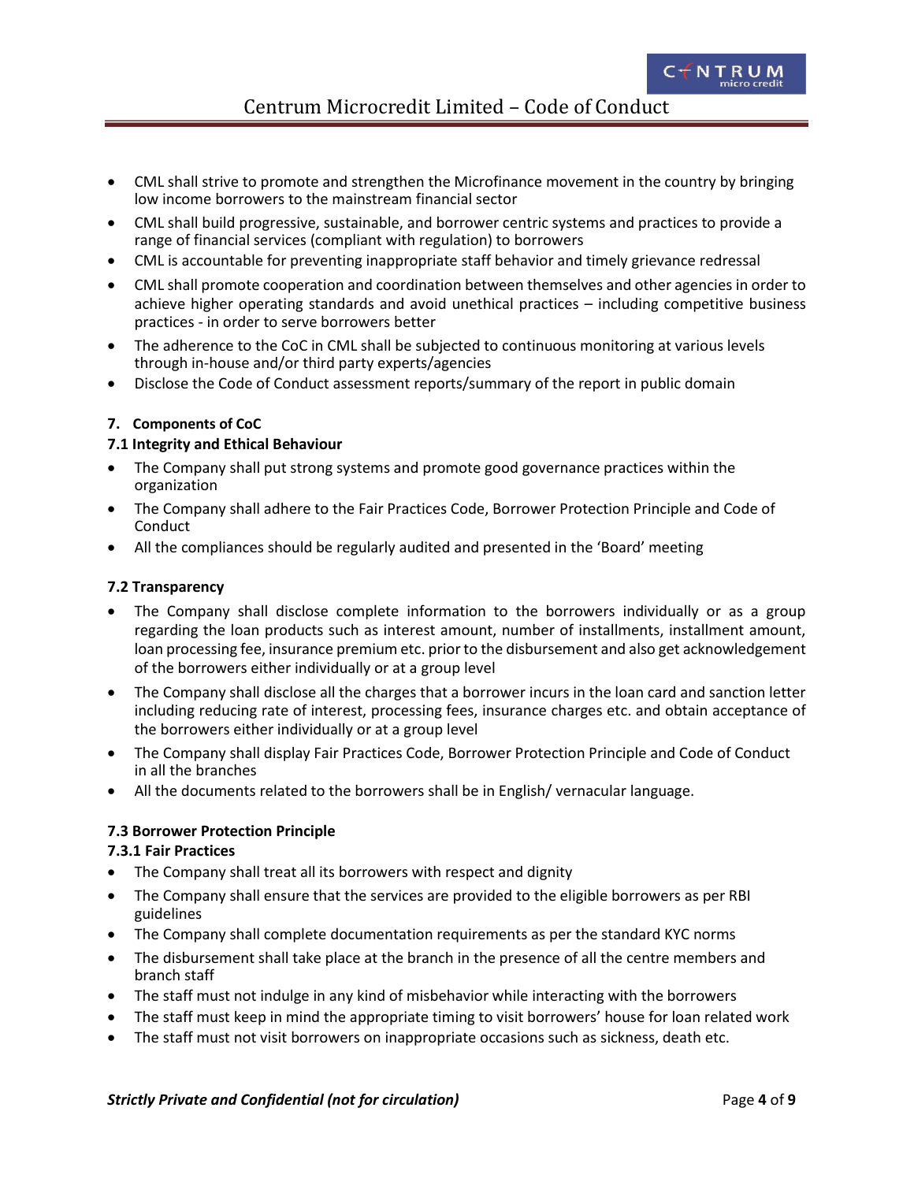- CML shall strive to promote and strengthen the Microfinance movement in the country by bringing low income borrowers to the mainstream financial sector
- CML shall build progressive, sustainable, and borrower centric systems and practices to provide a range of financial services (compliant with regulation) to borrowers
- CML is accountable for preventing inappropriate staff behavior and timely grievance redressal
- CML shall promote cooperation and coordination between themselves and other agencies in order to achieve higher operating standards and avoid unethical practices – including competitive business practices - in order to serve borrowers better
- The adherence to the CoC in CML shall be subjected to continuous monitoring at various levels through in-house and/or third party experts/agencies
- Disclose the Code of Conduct assessment reports/summary of the report in public domain

## 7. Components of CoC

### 7.1 Integrity and Ethical Behaviour

- The Company shall put strong systems and promote good governance practices within the organization
- The Company shall adhere to the Fair Practices Code, Borrower Protection Principle and Code of Conduct
- All the compliances should be regularly audited and presented in the 'Board' meeting

### 7.2 Transparency

- The Company shall disclose complete information to the borrowers individually or as a group regarding the loan products such as interest amount, number of installments, installment amount, loan processing fee, insurance premium etc. prior to the disbursement and also get acknowledgement of the borrowers either individually or at a group level
- The Company shall disclose all the charges that a borrower incurs in the loan card and sanction letter including reducing rate of interest, processing fees, insurance charges etc. and obtain acceptance of the borrowers either individually or at a group level
- The Company shall display Fair Practices Code, Borrower Protection Principle and Code of Conduct in all the branches
- All the documents related to the borrowers shall be in English/ vernacular language.

### 7.3 Borrower Protection Principle

#### 7.3.1 Fair Practices

- The Company shall treat all its borrowers with respect and dignity
- The Company shall ensure that the services are provided to the eligible borrowers as per RBI guidelines
- The Company shall complete documentation requirements as per the standard KYC norms
- The disbursement shall take place at the branch in the presence of all the centre members and branch staff
- The staff must not indulge in any kind of misbehavior while interacting with the borrowers
- The staff must keep in mind the appropriate timing to visit borrowers' house for loan related work
- The staff must not visit borrowers on inappropriate occasions such as sickness, death etc.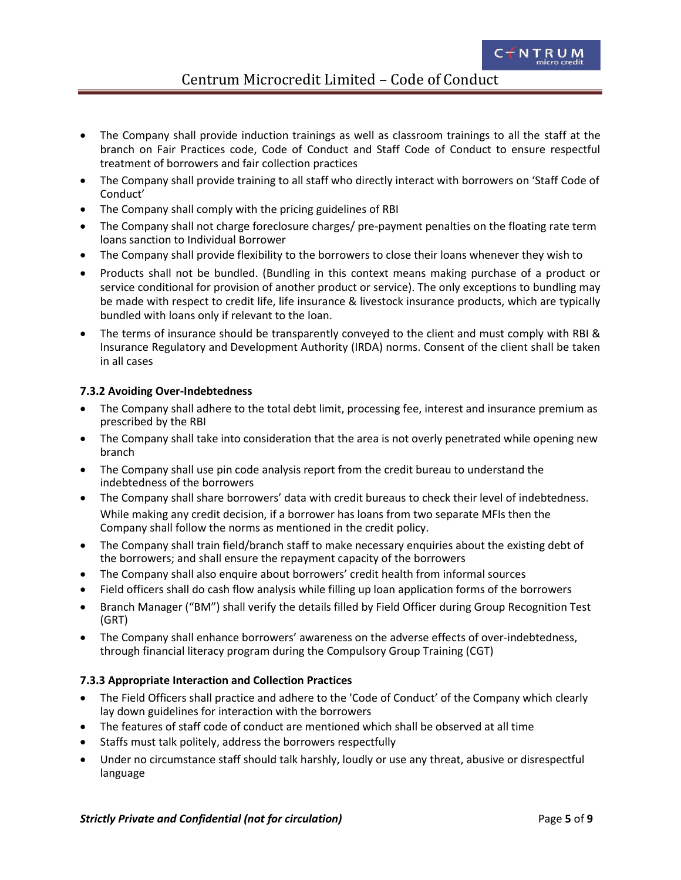- The Company shall provide induction trainings as well as classroom trainings to all the staff at the branch on Fair Practices code, Code of Conduct and Staff Code of Conduct to ensure respectful treatment of borrowers and fair collection practices
- The Company shall provide training to all staff who directly interact with borrowers on 'Staff Code of Conduct'
- The Company shall comply with the pricing guidelines of RBI
- The Company shall not charge foreclosure charges/ pre-payment penalties on the floating rate term loans sanction to Individual Borrower
- The Company shall provide flexibility to the borrowers to close their loans whenever they wish to
- Products shall not be bundled. (Bundling in this context means making purchase of a product or service conditional for provision of another product or service). The only exceptions to bundling may be made with respect to credit life, life insurance & livestock insurance products, which are typically bundled with loans only if relevant to the loan.
- The terms of insurance should be transparently conveyed to the client and must comply with RBI & Insurance Regulatory and Development Authority (IRDA) norms. Consent of the client shall be taken in all cases

**7.3.2 Avoiding Over-Indebtedness**

- The Company shall adhere to the total debt limit, processing fee, interest and insurance premium as prescribed by the RBI
- The Company shall take into consideration that the area is not overly penetrated while opening new branch
- The Company shall use pin code analysis report from the credit bureau to understand the indebtedness of the borrowers
- The Company shall share borrowers' data with credit bureaus to check their level of indebtedness. While making any credit decision, if a borrower has loans from two separate MFIs then the Company shall follow the norms as mentioned in the credit policy.
- The Company shall train field/branch staff to make necessary enquiries about the existing debt of the borrowers; and shall ensure the repayment capacity of the borrowers
- The Company shall also enquire about borrowers' credit health from informal sources
- Field officers shall do cash flow analysis while filling up loan application forms of the borrowers
- Branch Manager ("BM") shall verify the details filled by Field Officer during Group Recognition Test (GRT)
- The Company shall enhance borrowers' awareness on the adverse effects of over-indebtedness, through financial literacy program during the Compulsory Group Training (CGT)

**7.3.3 Appropriate Interaction and Collection Practices**

- The Field Officers shall practice and adhere to the 'Code of Conduct' of the Company which clearly lay down guidelines for interaction with the borrowers
- The features of staff code of conduct are mentioned which shall be observed at all time
- Staffs must talk politely, address the borrowers respectfully
- Under no circumstance staff should talk harshly, loudly or use any threat, abusive or disrespectful language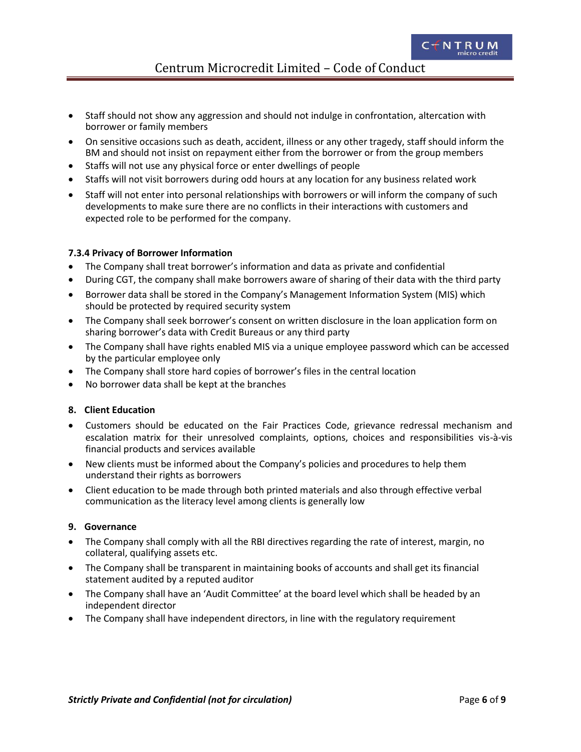- Staff should not show any aggression and should not indulge in confrontation, altercation with borrower or family members
- On sensitive occasions such as death, accident, illness or any other tragedy, staff should inform the BM and should not insist on repayment either from the borrower or from the group members
- Staffs will not use any physical force or enter dwellings of people
- Staffs will not visit borrowers during odd hours at any location for any business related work
- Staff will not enter into personal relationships with borrowers or will inform the company of such developments to make sure there are no conflicts in their interactions with customers and expected role to be performed for the company.

#### 7.3.4 Privacy of Borrower Information

- The Company shall treat borrower's information and data as private and confidential
- During CGT, the company shall make borrowers aware of sharing of their data with the third party
- Borrower data shall be stored in the Company's Management Information System (MIS) which should be protected by required security system
- The Company shall seek borrower's consent on written disclosure in the loan application form on sharing borrower's data with Credit Bureaus or any third party
- The Company shall have rights enabled MIS via a unique employee password which can be accessed by the particular employee only
- The Company shall store hard copies of borrower's files in the central location
- No borrower data shall be kept at the branches

## 8. Client Education

- Customers should be educated on the Fair Practices Code, grievance redressal mechanism and escalation matrix for their unresolved complaints, options, choices and responsibilities vis-à-vis financial products and services available
- New clients must be informed about the Company's policies and procedures to help them understand their rights as borrowers
- Client education to be made through both printed materials and also through effective verbal communication as the literacy level among clients is generally low

## 9. Governance

- The Company shall comply with all the RBI directives regarding the rate of interest, margin, no collateral, qualifying assets etc.
- The Company shall be transparent in maintaining books of accounts and shall get its financial statement audited by a reputed auditor
- The Company shall have an 'Audit Committee' at the board level which shall be headed by an independent director
- The Company shall have independent directors, in line with the regulatory requirement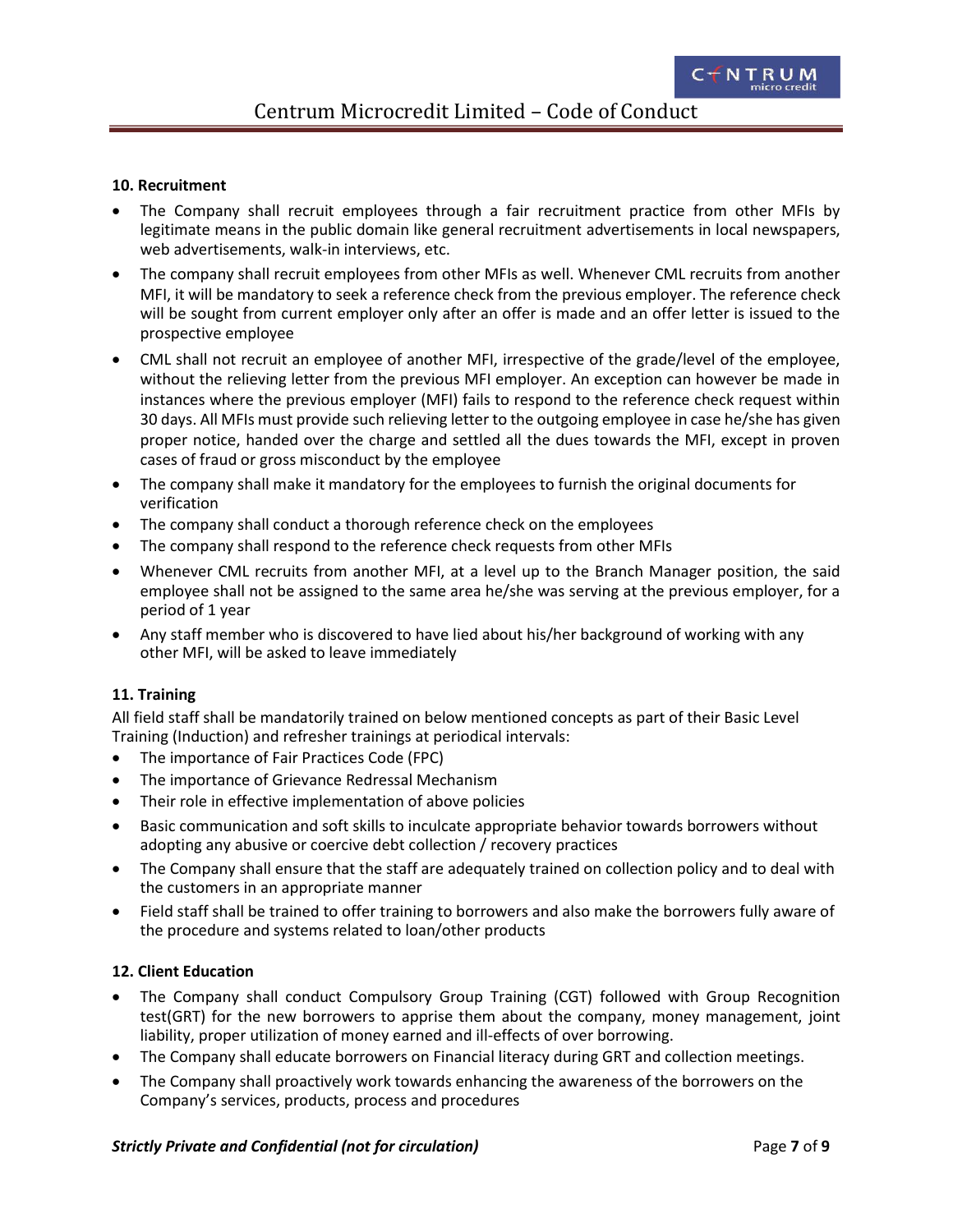**10. Recruitment**

- The Company shall recruit employees through a fair recruitment practice from other MFIs by legitimate means in the public domain like general recruitment advertisements in local newspapers, web advertisements, walk-in interviews, etc.
- The company shall recruit employees from other MFIs as well. Whenever CML recruits from another MFI, it will be mandatory to seek a reference check from the previous employer. The reference check will be sought from current employer only after an offer is made and an offer letter is issued to the prospective employee
- CML shall not recruit an employee of another MFI, irrespective of the grade/level of the employee, without the relieving letter from the previous MFI employer. An exception can however be made in instances where the previous employer (MFI) fails to respond to the reference check request within 30 days. All MFIs must provide such relieving letter to the outgoing employee in case he/she has given proper notice, handed over the charge and settled all the dues towards the MFI, except in proven cases of fraud or gross misconduct by the employee
- The company shall make it mandatory for the employees to furnish the original documents for verification
- The company shall conduct a thorough reference check on the employees
- The company shall respond to the reference check requests from other MFIs
- Whenever CML recruits from another MFI, at a level up to the Branch Manager position, the said employee shall not be assigned to the same area he/she was serving at the previous employer, for a period of 1 year
- Any staff member who is discovered to have lied about his/her background of working with any other MFI, will be asked to leave immediately

**11. Training**

All field staff shall be mandatorily trained on below mentioned concepts as part of their Basic Level Training (Induction) and refresher trainings at periodical intervals:

- The importance of Fair Practices Code (FPC)
- The importance of Grievance Redressal Mechanism
- Their role in effective implementation of above policies
- Basic communication and soft skills to inculcate appropriate behavior towards borrowers without adopting any abusive or coercive debt collection / recovery practices
- The Company shall ensure that the staff are adequately trained on collection policy and to deal with the customers in an appropriate manner
- Field staff shall be trained to offer training to borrowers and also make the borrowers fully aware of the procedure and systems related to loan/other products

**12. Client Education**

- The Company shall conduct Compulsory Group Training (CGT) followed with Group Recognition test(GRT) for the new borrowers to apprise them about the company, money management, joint liability, proper utilization of money earned and ill-effects of over borrowing.
- The Company shall educate borrowers on Financial literacy during GRT and collection meetings.
- The Company shall proactively work towards enhancing the awareness of the borrowers on the Company's services, products, process and procedures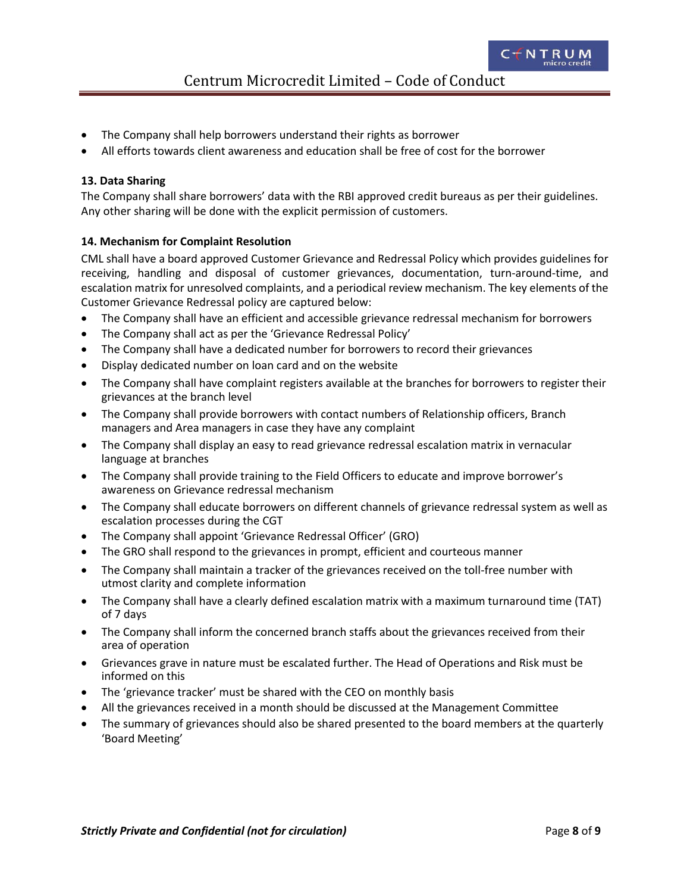- The Company shall help borrowers understand their rights as borrower
- All efforts towards client awareness and education shall be free of cost for the borrower

**13. Data Sharing**

The Company shall share borrowers' data with the RBI approved credit bureaus as per their guidelines. Any other sharing will be done with the explicit permission of customers.

**14. Mechanism for Complaint Resolution**

CML shall have a board approved Customer Grievance and Redressal Policy which provides guidelines for receiving, handling and disposal of customer grievances, documentation, turn-around-time, and escalation matrix for unresolved complaints, and a periodical review mechanism. The key elements of the Customer Grievance Redressal policy are captured below:

- The Company shall have an efficient and accessible grievance redressal mechanism for borrowers
- The Company shall act as per the 'Grievance Redressal Policy'
- The Company shall have a dedicated number for borrowers to record their grievances
- Display dedicated number on loan card and on the website
- The Company shall have complaint registers available at the branches for borrowers to register their grievances at the branch level
- The Company shall provide borrowers with contact numbers of Relationship officers, Branch managers and Area managers in case they have any complaint
- The Company shall display an easy to read grievance redressal escalation matrix in vernacular language at branches
- The Company shall provide training to the Field Officers to educate and improve borrower's awareness on Grievance redressal mechanism
- The Company shall educate borrowers on different channels of grievance redressal system as well as escalation processes during the CGT
- The Company shall appoint 'Grievance Redressal Officer' (GRO)
- The GRO shall respond to the grievances in prompt, efficient and courteous manner
- The Company shall maintain a tracker of the grievances received on the toll-free number with utmost clarity and complete information
- The Company shall have a clearly defined escalation matrix with a maximum turnaround time (TAT) of 7 days
- The Company shall inform the concerned branch staffs about the grievances received from their area of operation
- Grievances grave in nature must be escalated further. The Head of Operations and Risk must be informed on this
- The 'grievance tracker' must be shared with the CEO on monthly basis
- All the grievances received in a month should be discussed at the Management Committee
- The summary of grievances should also be shared presented to the board members at the quarterly 'Board Meeting'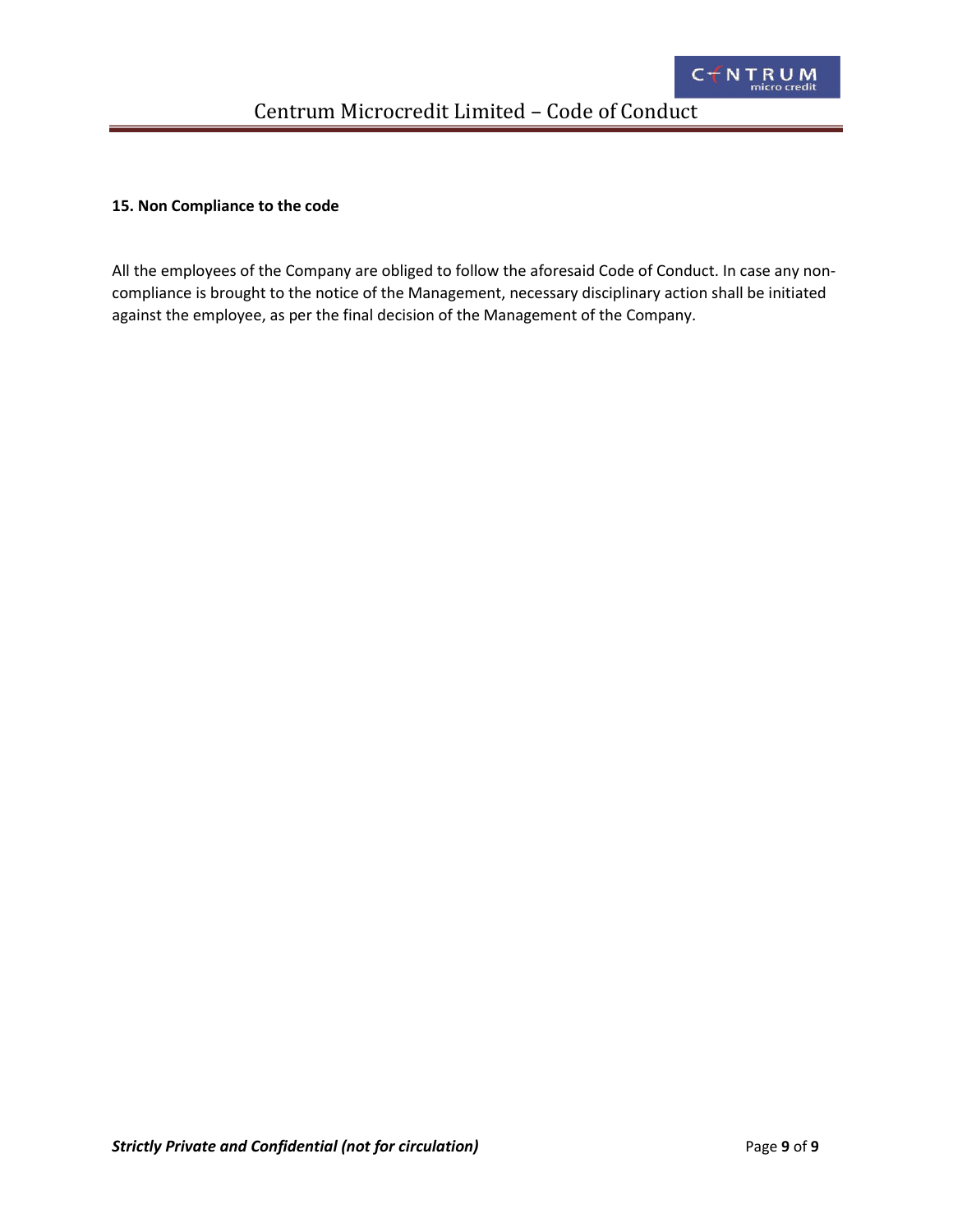**15. Non Compliance to the code**

All the employees of the Company are obliged to follow the aforesaid Code of Conduct. In case any non-compliance is brought to the notice of the Management, necessary disciplinary action shall be initiated against the employee, as per the final decision of the Management of the Company.